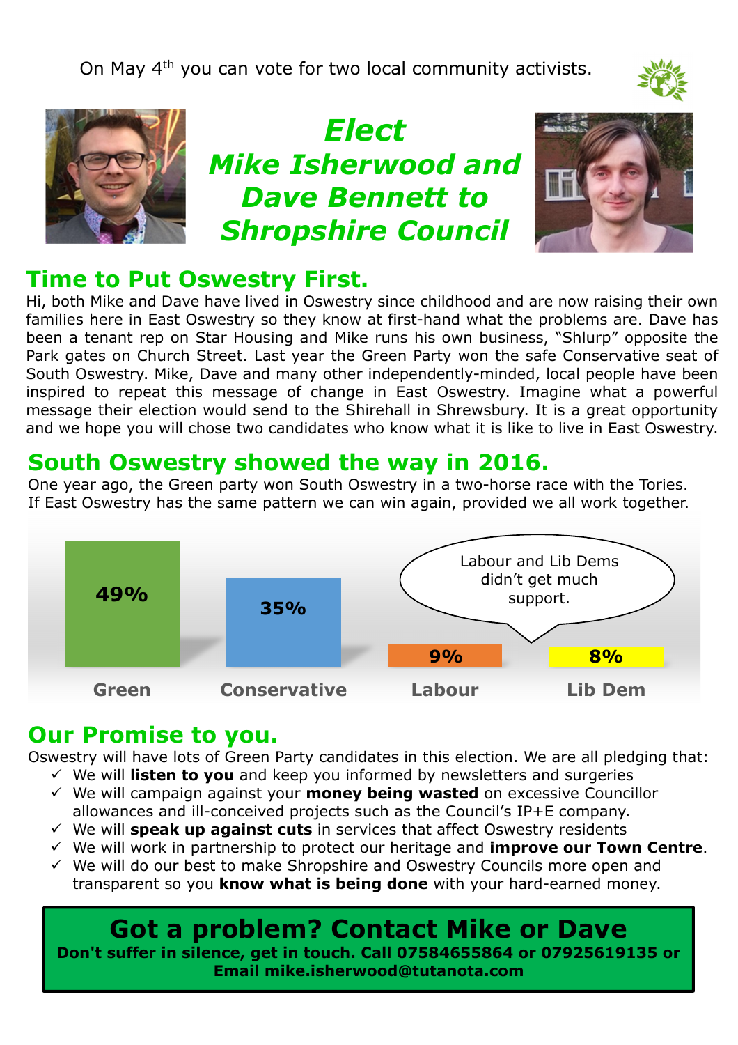On May 4th you can vote for two local community activists.

# *Elect Mike Isherwood and Dave Bennett to Shropshire Council*

## Time to Put Oswestry First.

Hi, both Mike and Dave have lived in Oswestry since childhood and are now raising their own families here in East Oswestry so they know at first-hand what the problems are. Dave has been a tenant rep on Star Housing and Mike runs his own business, "Shlurp" opposite the Park gates on Church Street. Last year the Green Party won the safe Conservative seat of South Oswestry. Mike, Dave and many other independently-minded, local people have been inspired to repeat this message of change in East Oswestry. Imagine what a powerful message their election would send to the Shirehall in Shrewsbury. It is a great opportunity and we hope you will chose two candidates who know what it is like to live in East Oswestry.

## South Oswestry showed the way in 2016.

One year ago, the Green party won South Oswestry in a two-horse race with the Tories. If East Oswestry has the same pattern we can win again, provided we all work together.

| Green | Conservative | Labour | Lib Dem |
|---|---|---|---|
| 49% | 35% | 9% | 8% |

Labour and Lib Dems didn't get much support.

## Our Promise to you.

Oswestry will have lots of Green Party candidates in this election. We are all pledging that:

- ✓ We will **listen to you** and keep you informed by newsletters and surgeries
- ✓ We will campaign against your **money being wasted** on excessive Councillor allowances and ill-conceived projects such as the Council's IP+E company.
- ✓ We will **speak up against cuts** in services that affect Oswestry residents
- ✓ We will work in partnership to protect our heritage and **improve our Town Centre**.
- ✓ We will do our best to make Shropshire and Oswestry Councils more open and transparent so you **know what is being done** with your hard-earned money.

## Got a problem? Contact Mike or Dave

**Don't suffer in silence, get in touch. Call 07584655864 or 07925619135 or Email mike.isherwood@tutanota.com**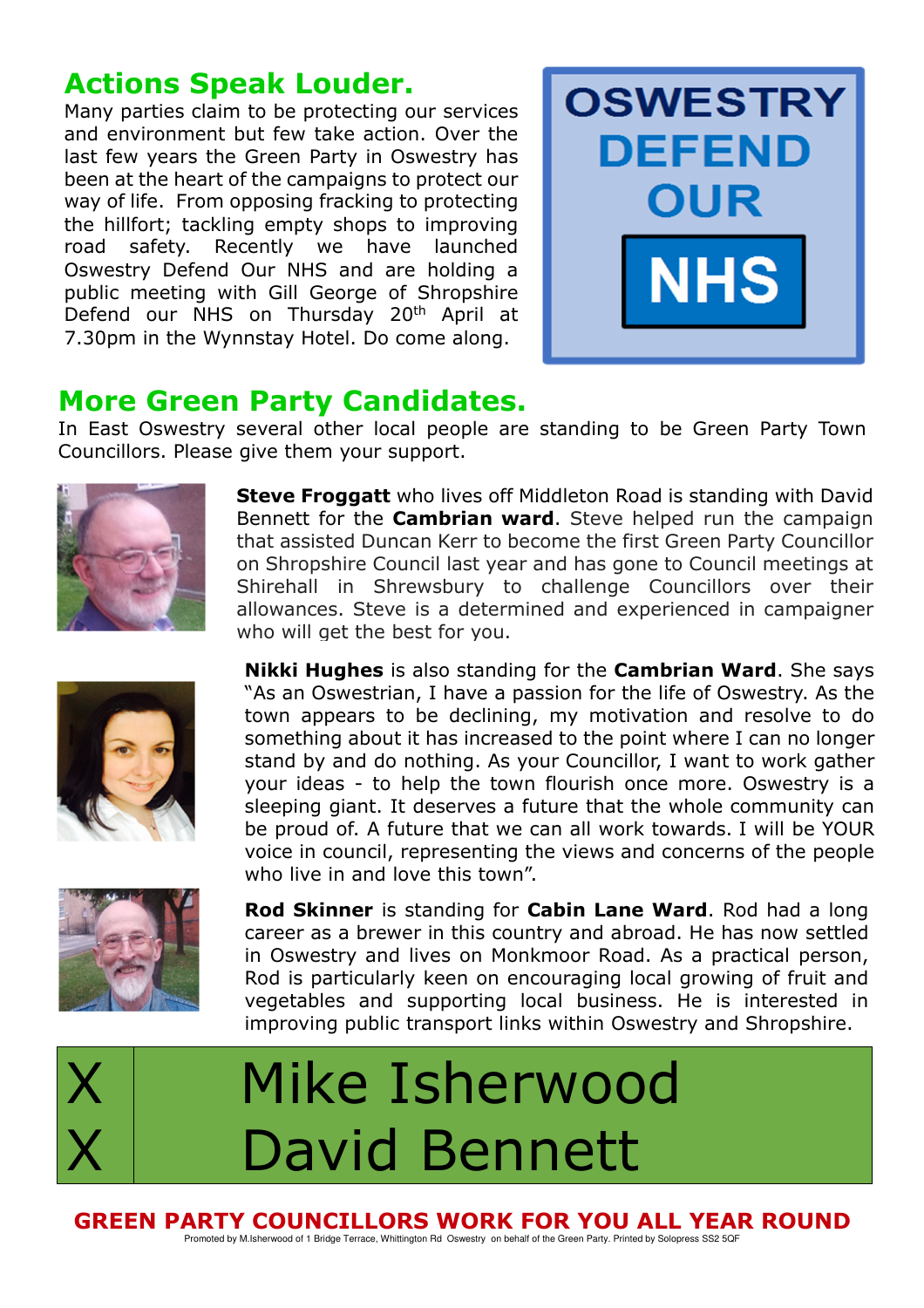## Actions Speak Louder.

Many parties claim to be protecting our services and environment but few take action. Over the last few years the Green Party in Oswestry has been at the heart of the campaigns to protect our way of life. From opposing fracking to protecting the hillfort; tackling empty shops to improving road safety. Recently we have launched Oswestry Defend Our NHS and are holding a public meeting with Gill George of Shropshire Defend our NHS on Thursday 20th April at 7.30pm in the Wynnstay Hotel. Do come along.

OSWESTRY DEFEND OUR NHS

## More Green Party Candidates.

In East Oswestry several other local people are standing to be Green Party Town Councillors. Please give them your support.

**Steve Froggatt** who lives off Middleton Road is standing with David Bennett for the **Cambrian ward**. Steve helped run the campaign that assisted Duncan Kerr to become the first Green Party Councillor on Shropshire Council last year and has gone to Council meetings at Shirehall in Shrewsbury to challenge Councillors over their allowances. Steve is a determined and experienced in campaigner who will get the best for you.

**Nikki Hughes** is also standing for the **Cambrian Ward**. She says "As an Oswestrian, I have a passion for the life of Oswestry. As the town appears to be declining, my motivation and resolve to do something about it has increased to the point where I can no longer stand by and do nothing. As your Councillor, I want to work gather your ideas - to help the town flourish once more. Oswestry is a sleeping giant. It deserves a future that the whole community can be proud of. A future that we can all work towards. I will be YOUR voice in council, representing the views and concerns of the people who live in and love this town".

**Rod Skinner** is standing for **Cabin Lane Ward**. Rod had a long career as a brewer in this country and abroad. He has now settled in Oswestry and lives on Monkmoor Road. As a practical person, Rod is particularly keen on encouraging local growing of fruit and vegetables and supporting local business. He is interested in improving public transport links within Oswestry and Shropshire.

| | |
|---|---|
| X | Mike Isherwood |
| X | David Bennett |

**GREEN PARTY COUNCILLORS WORK FOR YOU ALL YEAR ROUND**

Promoted by M.Isherwood of 1 Bridge Terrace, Whittington Rd Oswestry on behalf of the Green Party. Printed by Solopress SS2 5QF